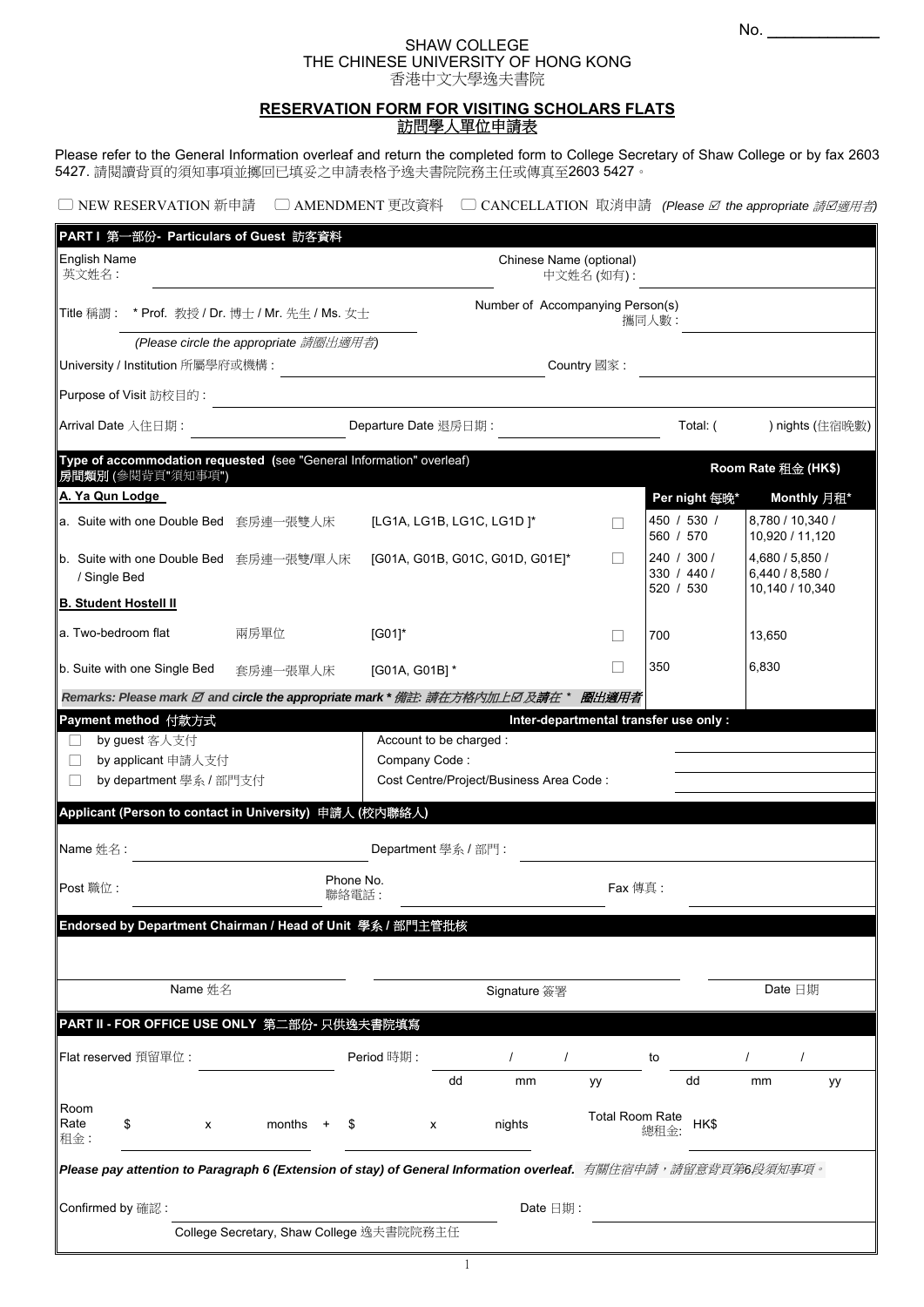No. ____________

SHAW COLLEGE
THE CHINESE UNIVERSITY OF HONG KONG
香港中文大學逸夫書院

# RESERVATION FORM FOR VISITING SCHOLARS FLATS
# 訪問學人單位申請表

Please refer to the General Information overleaf and return the completed form to College Secretary of Shaw College or by fax 2603 5427. 請閱讀背頁的須知事項並擲回已填妥之申請表格予逸夫書院院務主任或傳真至2603 5427。

☐ NEW RESERVATION 新申請 ☐ AMENDMENT 更改資料 ☐ CANCELLATION 取消申請 *(Please ☑ the appropriate 請☑適用者)*

## PART I 第一部份- Particulars of Guest 訪客資料

English Name 英文姓名 : ____________ Chinese Name (optional) 中文姓名 (如有) : ____________

Title 稱謂 : * Prof. 教授 / Dr. 博士 / Mr. 先生 / Ms. 女士 *(Please circle the appropriate 請圈出適用者)*

Number of Accompanying Person(s) 攜同人數 : ____________

University / Institution 所屬學府或機構 : ____________ Country 國家 : ____________

Purpose of Visit 訪校目的 : ____________

Arrival Date 入住日期 : ____________ Departure Date 退房日期 : ____________ Total: ( ) nights (住宿晚數)

**Type of accommodation requested (see "General Information" overleaf) 房間類別 (參閱背頁"須知事項")**

| | | | | Room Rate 租金 (HK$) Per night 每晚* | Monthly 月租* |
|---|---|---|---|---|---|
| **A. Ya Qun Lodge** | | | | | |
| a. Suite with one Double Bed 套房連一張雙人床 | [LG1A, LG1B, LG1C, LG1D ]* | | ☐ | 450 / 530 / 560 / 570 | 8,780 / 10,340 / 10,920 / 11,120 |
| b. Suite with one Double Bed / Single Bed 套房連一張雙/單人床 | [G01A, G01B, G01C, G01D, G01E]* | | ☐ | 240 / 300 / 330 / 440 / 520 / 530 | 4,680 / 5,850 / 6,440 / 8,580 / 10,140 / 10,340 |
| **B. Student HostelI II** | | | | | |
| a. Two-bedroom flat 兩房單位 | [G01]* | | ☐ | 700 | 13,650 |
| b. Suite with one Single Bed 套房連一張單人床 | [G01A, G01B] * | | ☐ | 350 | 6,830 |

*Remarks: Please mark ☑ and circle the appropriate mark * 備註: 請在方格內加上☑及請在 * 圈出適用者*

**Payment method 付款方式**

☐ by guest 客人支付
☐ by applicant 申請人支付
☐ by department 學系 / 部門支付

**Inter-departmental transfer use only :**

Account to be charged : ____________
Company Code : ____________
Cost Centre/Project/Business Area Code : ____________

**Applicant (Person to contact in University) 申請人 (校內聯絡人)**

Name 姓名 : ____________ Department 學系 / 部門 : ____________

Post 職位 : ____________ Phone No. 聯絡電話 : ____________ Fax 傳真 : ____________

**Endorsed by Department Chairman / Head of Unit 學系 / 部門主管批核**

____________ Name 姓名 ____________ Signature 簽署 ____________ Date 日期

## PART II - FOR OFFICE USE ONLY 第二部份- 只供逸夫書院填寫

Flat reserved 預留單位 : ____________ Period 時期 : / / to / /
dd mm yy dd mm yy

Room Rate 租金 : $ x months + $ x nights Total Room Rate 總租金: HK$

***Please pay attention to Paragraph 6 (Extension of stay) of General Information overleaf. 有關住宿申請，請留意背頁第6段須知事項。***

Confirmed by 確認 : ____________ Date 日期 : ____________
College Secretary, Shaw College 逸夫書院院務主任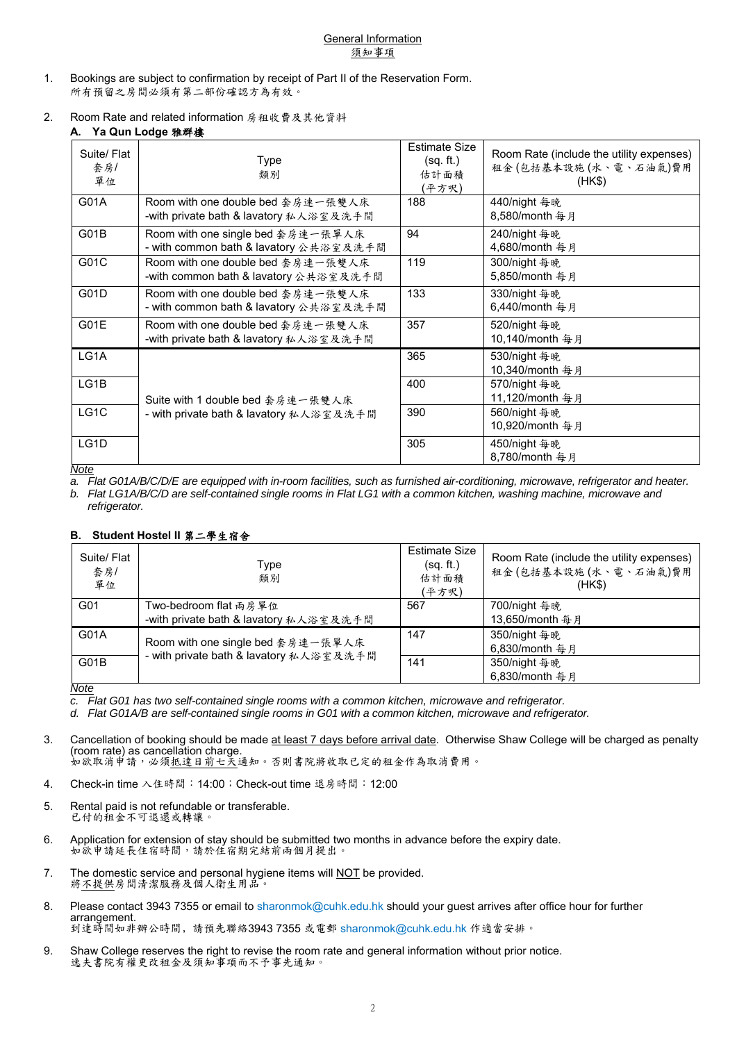# General Information
# 須知事項

1. Bookings are subject to confirmation by receipt of Part II of the Reservation Form.
   所有預留之房間必須有第二部份確認方為有效。

2. Room Rate and related information 房租收費及其他資料

**A. Ya Qun Lodge 雅群樓**

| Suite/ Flat 套房/ 單位 | Type 類別 | Estimate Size (sq. ft.) 估計面積 (平方呎) | Room Rate (include the utility expenses) 租金(包括基本設施(水、電、石油氣)費用 (HK$) |
|---|---|---|---|
| G01A | Room with one double bed 套房連一張雙人床 -with private bath & lavatory 私人浴室及洗手間 | 188 | 440/night 每晚 8,580/month 每月 |
| G01B | Room with one single bed 套房連一張單人床 - with common bath & lavatory 公共浴室及洗手間 | 94 | 240/night 每晚 4,680/month 每月 |
| G01C | Room with one double bed 套房連一張雙人床 -with common bath & lavatory 公共浴室及洗手間 | 119 | 300/night 每晚 5,850/month 每月 |
| G01D | Room with one double bed 套房連一張雙人床 - with common bath & lavatory 公共浴室及洗手間 | 133 | 330/night 每晚 6,440/month 每月 |
| G01E | Room with one double bed 套房連一張雙人床 -with private bath & lavatory 私人浴室及洗手間 | 357 | 520/night 每晚 10,140/month 每月 |
| LG1A | Suite with 1 double bed 套房連一張雙人床 - with private bath & lavatory 私人浴室及洗手間 | 365 | 530/night 每晚 10,340/month 每月 |
| LG1B | | 400 | 570/night 每晚 11,120/month 每月 |
| LG1C | | 390 | 560/night 每晚 10,920/month 每月 |
| LG1D | | 305 | 450/night 每晚 8,780/month 每月 |

Note

*a. Flat G01A/B/C/D/E are equipped with in-room facilities, such as furnished air-conditioning, microwave, refrigerator and heater.*

*b. Flat LG1A/B/C/D are self-contained single rooms in Flat LG1 with a common kitchen, washing machine, microwave and refrigerator.*

**B. Student Hostel II 第二學生宿舍**

| Suite/ Flat 套房/ 單位 | Type 類別 | Estimate Size (sq. ft.) 估計面積 (平方呎) | Room Rate (include the utility expenses) 租金(包括基本設施(水、電、石油氣)費用 (HK$) |
|---|---|---|---|
| G01 | Two-bedroom flat 兩房單位 -with private bath & lavatory 私人浴室及洗手間 | 567 | 700/night 每晚 13,650/month 每月 |
| G01A | Room with one single bed 套房連一張單人床 - with private bath & lavatory 私人浴室及洗手間 | 147 | 350/night 每晚 6,830/month 每月 |
| G01B | | 141 | 350/night 每晚 6,830/month 每月 |

Note

*c. Flat G01 has two self-contained single rooms with a common kitchen, microwave and refrigerator.*

*d. Flat G01A/B are self-contained single rooms in G01 with a common kitchen, microwave and refrigerator.*

3. Cancellation of booking should be made at least 7 days before arrival date. Otherwise Shaw College will be charged as penalty (room rate) as cancellation charge.
   如欲取消申請，必須抵達日前七天通知。否則書院將收取已定的租金作為取消費用。

4. Check-in time 入住時間：14:00；Check-out time 退房時間：12:00

5. Rental paid is not refundable or transferable.
   已付的租金不可退還或轉讓。

6. Application for extension of stay should be submitted two months in advance before the expiry date.
   如欲申請延長住宿時間，請於住宿期完結前兩個月提出。

7. The domestic service and personal hygiene items will NOT be provided.
   將不提供房間清潔服務及個人衛生用品。

8. Please contact 3943 7355 or email to sharonmok@cuhk.edu.hk should your guest arrives after office hour for further arrangement.
   到達時間如非辦公時間，請預先聯絡3943 7355 或電郵 sharonmok@cuhk.edu.hk 作適當安排。

9. Shaw College reserves the right to revise the room rate and general information without prior notice.
   逸夫書院有權更改租金及須知事項而不予事先通知。